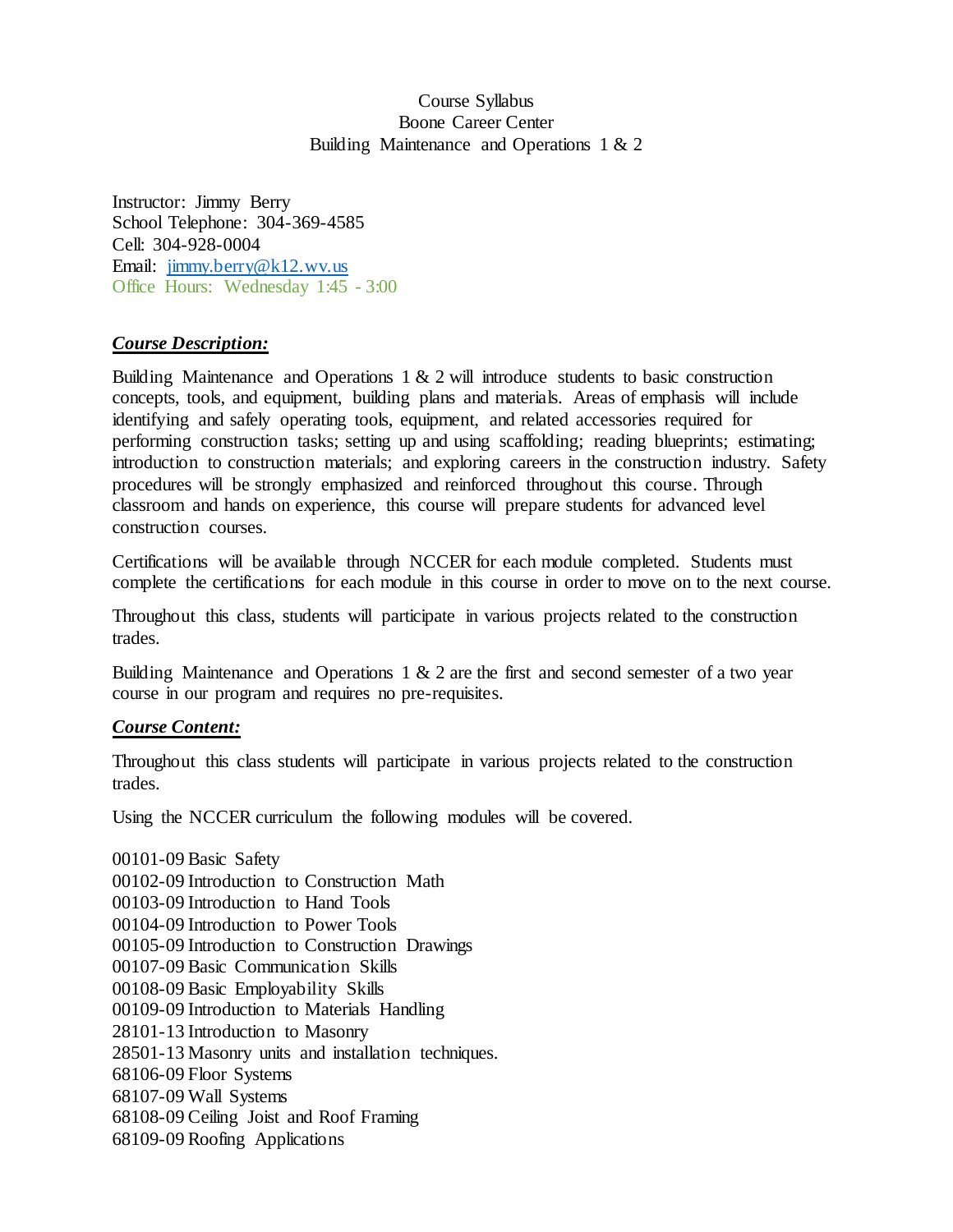Course Syllabus
Boone Career Center
Building Maintenance and Operations 1 & 2

Instructor: Jimmy Berry
School Telephone: 304-369-4585
Cell: 304-928-0004
Email: jimmy.berry@k12.wv.us
Office Hours: Wednesday 1:45 - 3:00

***Course Description:***

Building Maintenance and Operations 1 & 2 will introduce students to basic construction concepts, tools, and equipment, building plans and materials. Areas of emphasis will include identifying and safely operating tools, equipment, and related accessories required for performing construction tasks; setting up and using scaffolding; reading blueprints; estimating; introduction to construction materials; and exploring careers in the construction industry. Safety procedures will be strongly emphasized and reinforced throughout this course. Through classroom and hands on experience, this course will prepare students for advanced level construction courses.

Certifications will be available through NCCER for each module completed. Students must complete the certifications for each module in this course in order to move on to the next course.

Throughout this class, students will participate in various projects related to the construction trades.

Building Maintenance and Operations 1 & 2 are the first and second semester of a two year course in our program and requires no pre-requisites.

***Course Content:***

Throughout this class students will participate in various projects related to the construction trades.

Using the NCCER curriculum the following modules will be covered.

00101-09 Basic Safety
00102-09 Introduction to Construction Math
00103-09 Introduction to Hand Tools
00104-09 Introduction to Power Tools
00105-09 Introduction to Construction Drawings
00107-09 Basic Communication Skills
00108-09 Basic Employability Skills
00109-09 Introduction to Materials Handling
28101-13 Introduction to Masonry
28501-13 Masonry units and installation techniques.
68106-09 Floor Systems
68107-09 Wall Systems
68108-09 Ceiling Joist and Roof Framing
68109-09 Roofing Applications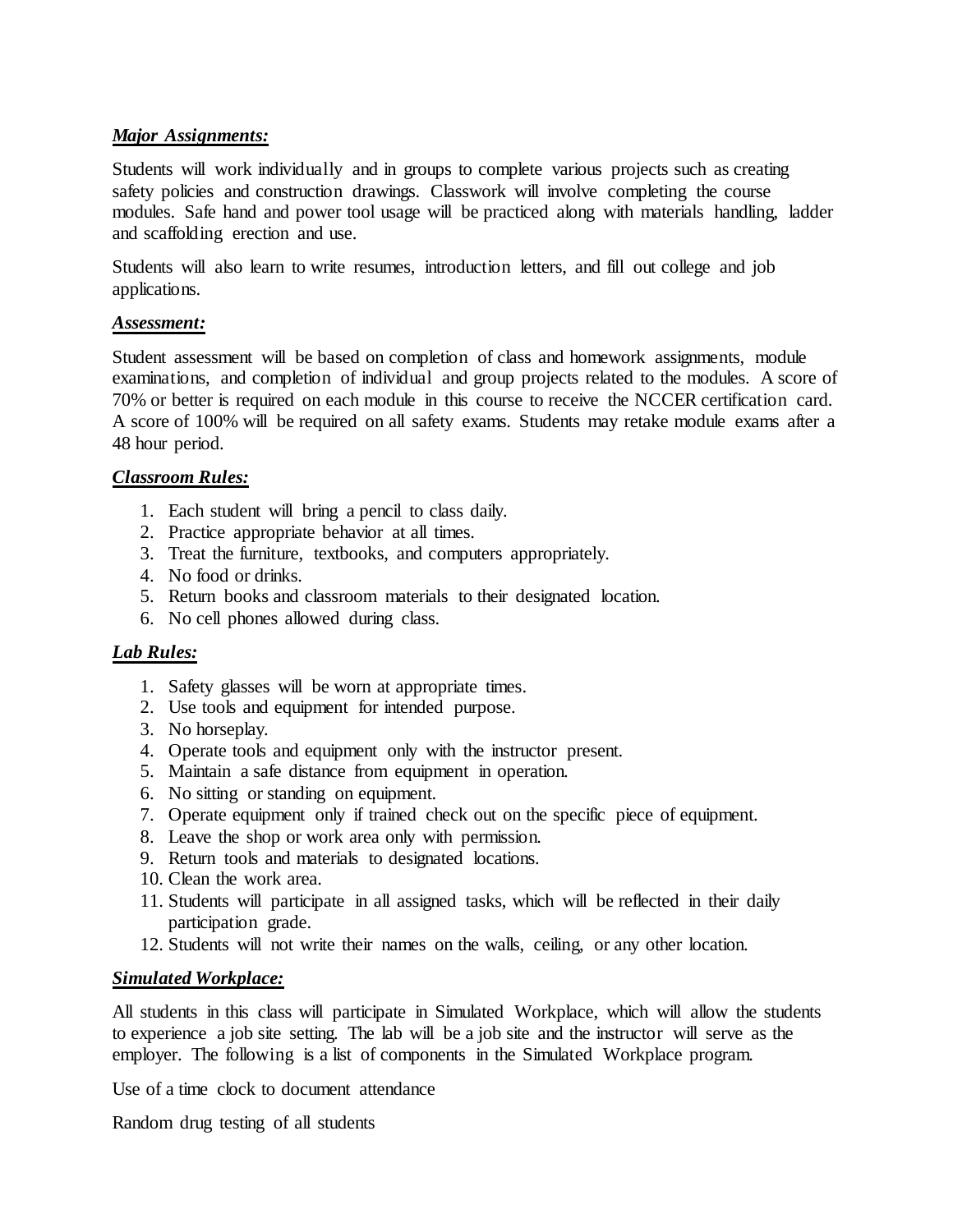***Major Assignments:***

Students will work individually and in groups to complete various projects such as creating safety policies and construction drawings. Classwork will involve completing the course modules. Safe hand and power tool usage will be practiced along with materials handling, ladder and scaffolding erection and use.

Students will also learn to write resumes, introduction letters, and fill out college and job applications.

***Assessment:***

Student assessment will be based on completion of class and homework assignments, module examinations, and completion of individual and group projects related to the modules. A score of 70% or better is required on each module in this course to receive the NCCER certification card. A score of 100% will be required on all safety exams. Students may retake module exams after a 48 hour period.

***Classroom Rules:***

1. Each student will bring a pencil to class daily.
2. Practice appropriate behavior at all times.
3. Treat the furniture, textbooks, and computers appropriately.
4. No food or drinks.
5. Return books and classroom materials to their designated location.
6. No cell phones allowed during class.

***Lab Rules:***

1. Safety glasses will be worn at appropriate times.
2. Use tools and equipment for intended purpose.
3. No horseplay.
4. Operate tools and equipment only with the instructor present.
5. Maintain a safe distance from equipment in operation.
6. No sitting or standing on equipment.
7. Operate equipment only if trained check out on the specific piece of equipment.
8. Leave the shop or work area only with permission.
9. Return tools and materials to designated locations.
10. Clean the work area.
11. Students will participate in all assigned tasks, which will be reflected in their daily participation grade.
12. Students will not write their names on the walls, ceiling, or any other location.

***Simulated Workplace:***

All students in this class will participate in Simulated Workplace, which will allow the students to experience a job site setting. The lab will be a job site and the instructor will serve as the employer. The following is a list of components in the Simulated Workplace program.

Use of a time clock to document attendance

Random drug testing of all students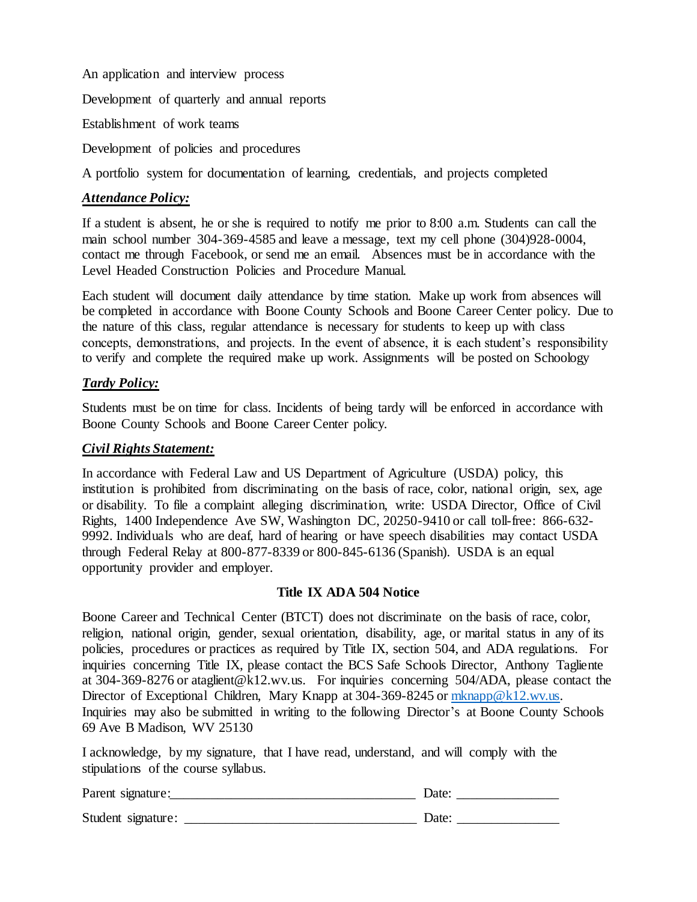An application and interview process

Development of quarterly and annual reports

Establishment of work teams

Development of policies and procedures

A portfolio system for documentation of learning, credentials, and projects completed

### ***Attendance Policy:***

If a student is absent, he or she is required to notify me prior to 8:00 a.m. Students can call the main school number 304-369-4585 and leave a message, text my cell phone (304)928-0004, contact me through Facebook, or send me an email. Absences must be in accordance with the Level Headed Construction Policies and Procedure Manual.

Each student will document daily attendance by time station. Make up work from absences will be completed in accordance with Boone County Schools and Boone Career Center policy. Due to the nature of this class, regular attendance is necessary for students to keep up with class concepts, demonstrations, and projects. In the event of absence, it is each student's responsibility to verify and complete the required make up work. Assignments will be posted on Schoology

### ***Tardy Policy:***

Students must be on time for class. Incidents of being tardy will be enforced in accordance with Boone County Schools and Boone Career Center policy.

### ***Civil Rights Statement:***

In accordance with Federal Law and US Department of Agriculture (USDA) policy, this institution is prohibited from discriminating on the basis of race, color, national origin, sex, age or disability. To file a complaint alleging discrimination, write: USDA Director, Office of Civil Rights, 1400 Independence Ave SW, Washington DC, 20250-9410 or call toll-free: 866-632-9992. Individuals who are deaf, hard of hearing or have speech disabilities may contact USDA through Federal Relay at 800-877-8339 or 800-845-6136 (Spanish). USDA is an equal opportunity provider and employer.

**Title IX ADA 504 Notice**

Boone Career and Technical Center (BTCT) does not discriminate on the basis of race, color, religion, national origin, gender, sexual orientation, disability, age, or marital status in any of its policies, procedures or practices as required by Title IX, section 504, and ADA regulations. For inquiries concerning Title IX, please contact the BCS Safe Schools Director, Anthony Tagliente at 304-369-8276 or ataglient@k12.wv.us. For inquiries concerning 504/ADA, please contact the Director of Exceptional Children, Mary Knapp at 304-369-8245 or [mknapp@k12.wv.us](mailto:mknapp@k12.wv.us). Inquiries may also be submitted in writing to the following Director's at Boone County Schools 69 Ave B Madison, WV 25130

I acknowledge, by my signature, that I have read, understand, and will comply with the stipulations of the course syllabus.

Parent signature:_____________________________________ Date: _______________

Student signature: ___________________________________ Date: _______________